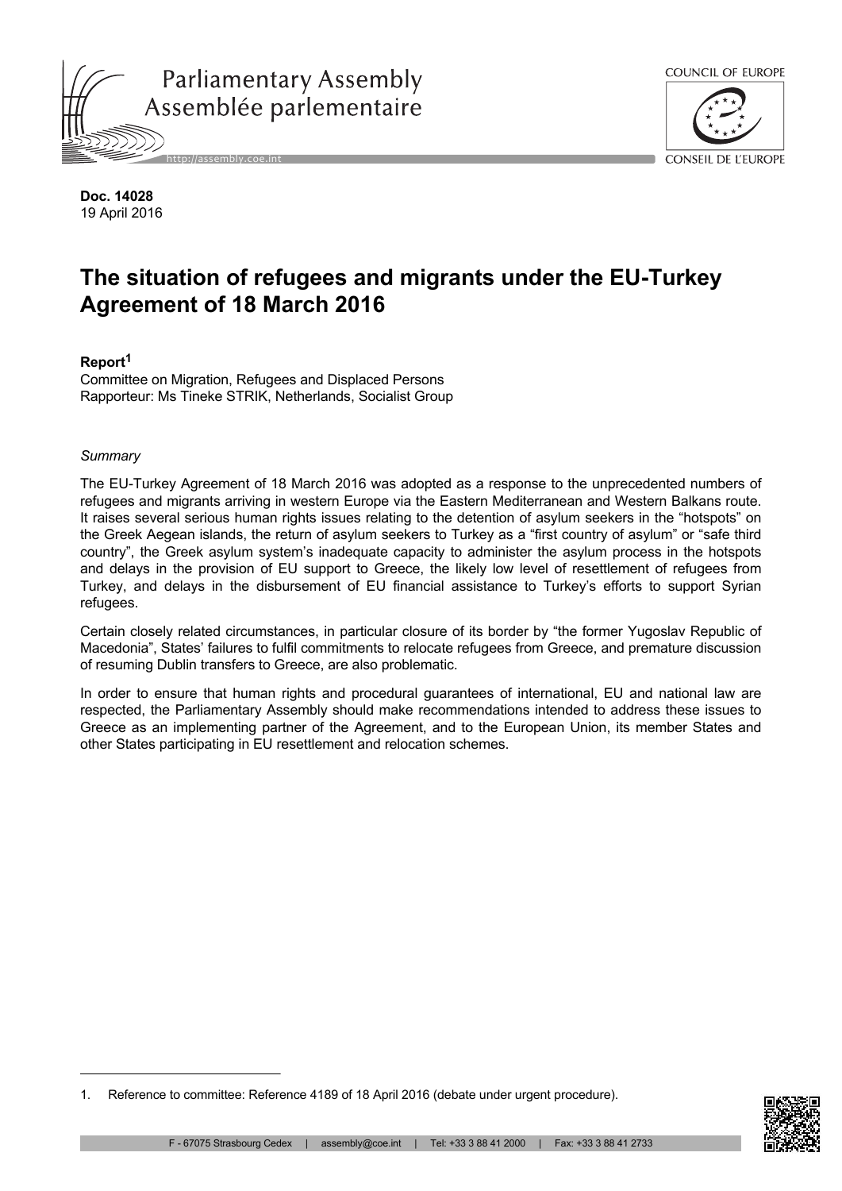Parliamentary Assembly
Assemblée parlementaire

COUNCIL OF EUROPE
CONSEIL DE L'EUROPE

**Doc. 14028**
19 April 2016

# The situation of refugees and migrants under the EU-Turkey Agreement of 18 March 2016

**Report**[1]
Committee on Migration, Refugees and Displaced Persons
Rapporteur: Ms Tineke STRIK, Netherlands, Socialist Group

*Summary*

The EU-Turkey Agreement of 18 March 2016 was adopted as a response to the unprecedented numbers of refugees and migrants arriving in western Europe via the Eastern Mediterranean and Western Balkans route. It raises several serious human rights issues relating to the detention of asylum seekers in the "hotspots" on the Greek Aegean islands, the return of asylum seekers to Turkey as a "first country of asylum" or "safe third country", the Greek asylum system's inadequate capacity to administer the asylum process in the hotspots and delays in the provision of EU support to Greece, the likely low level of resettlement of refugees from Turkey, and delays in the disbursement of EU financial assistance to Turkey's efforts to support Syrian refugees.

Certain closely related circumstances, in particular closure of its border by "the former Yugoslav Republic of Macedonia", States' failures to fulfil commitments to relocate refugees from Greece, and premature discussion of resuming Dublin transfers to Greece, are also problematic.

In order to ensure that human rights and procedural guarantees of international, EU and national law are respected, the Parliamentary Assembly should make recommendations intended to address these issues to Greece as an implementing partner of the Agreement, and to the European Union, its member States and other States participating in EU resettlement and relocation schemes.

---

1. Reference to committee: Reference 4189 of 18 April 2016 (debate under urgent procedure).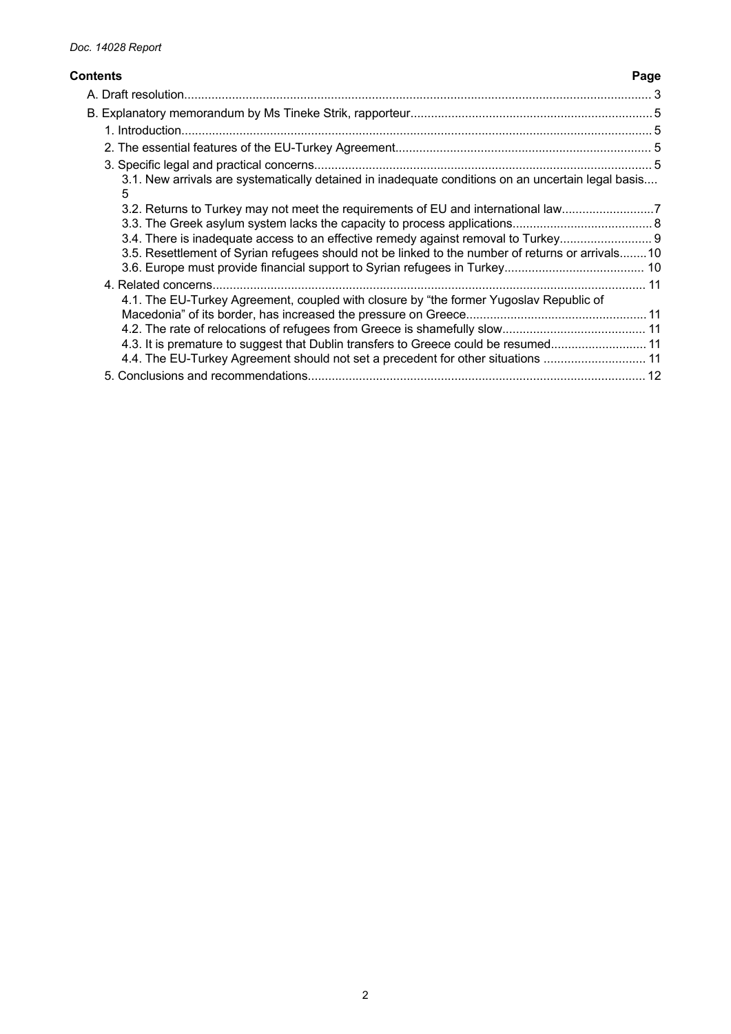**Contents** **Page**

A. Draft resolution ... 3

B. Explanatory memorandum by Ms Tineke Strik, rapporteur ... 5

1. Introduction ... 5
2. The essential features of the EU-Turkey Agreement ... 5
3. Specific legal and practical concerns ... 5
   - 3.1. New arrivals are systematically detained in inadequate conditions on an uncertain legal basis ... 5
   - 3.2. Returns to Turkey may not meet the requirements of EU and international law ... 7
   - 3.3. The Greek asylum system lacks the capacity to process applications ... 8
   - 3.4. There is inadequate access to an effective remedy against removal to Turkey ... 9
   - 3.5. Resettlement of Syrian refugees should not be linked to the number of returns or arrivals ... 10
   - 3.6. Europe must provide financial support to Syrian refugees in Turkey ... 10
4. Related concerns ... 11
   - 4.1. The EU-Turkey Agreement, coupled with closure by "the former Yugoslav Republic of Macedonia" of its border, has increased the pressure on Greece ... 11
   - 4.2. The rate of relocations of refugees from Greece is shamefully slow ... 11
   - 4.3. It is premature to suggest that Dublin transfers to Greece could be resumed ... 11
   - 4.4. The EU-Turkey Agreement should not set a precedent for other situations ... 11
5. Conclusions and recommendations ... 12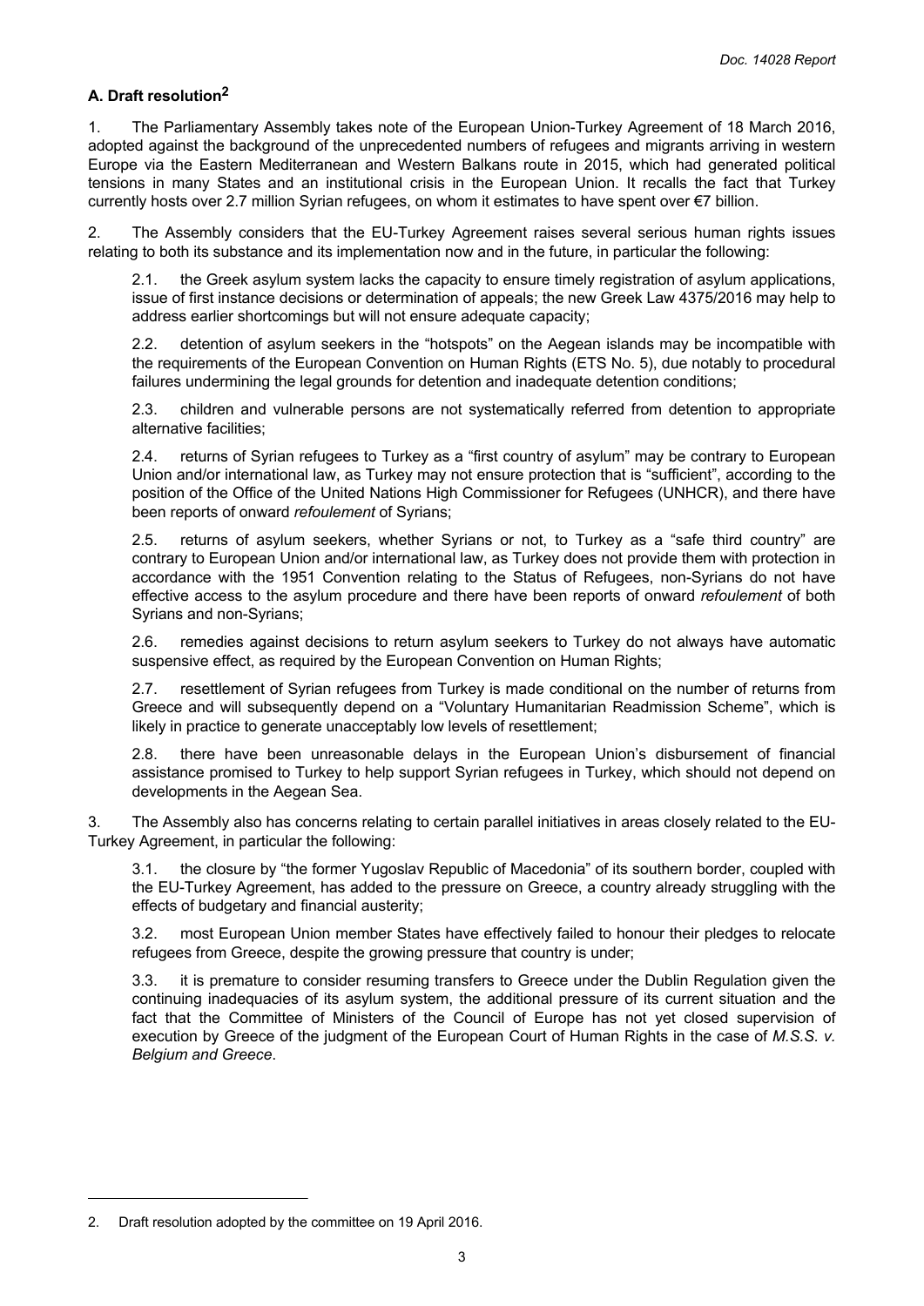### A. Draft resolution[2]

1. The Parliamentary Assembly takes note of the European Union-Turkey Agreement of 18 March 2016, adopted against the background of the unprecedented numbers of refugees and migrants arriving in western Europe via the Eastern Mediterranean and Western Balkans route in 2015, which had generated political tensions in many States and an institutional crisis in the European Union. It recalls the fact that Turkey currently hosts over 2.7 million Syrian refugees, on whom it estimates to have spent over €7 billion.

2. The Assembly considers that the EU-Turkey Agreement raises several serious human rights issues relating to both its substance and its implementation now and in the future, in particular the following:

2.1. the Greek asylum system lacks the capacity to ensure timely registration of asylum applications, issue of first instance decisions or determination of appeals; the new Greek Law 4375/2016 may help to address earlier shortcomings but will not ensure adequate capacity;

2.2. detention of asylum seekers in the "hotspots" on the Aegean islands may be incompatible with the requirements of the European Convention on Human Rights (ETS No. 5), due notably to procedural failures undermining the legal grounds for detention and inadequate detention conditions;

2.3. children and vulnerable persons are not systematically referred from detention to appropriate alternative facilities;

2.4. returns of Syrian refugees to Turkey as a "first country of asylum" may be contrary to European Union and/or international law, as Turkey may not ensure protection that is "sufficient", according to the position of the Office of the United Nations High Commissioner for Refugees (UNHCR), and there have been reports of onward *refoulement* of Syrians;

2.5. returns of asylum seekers, whether Syrians or not, to Turkey as a "safe third country" are contrary to European Union and/or international law, as Turkey does not provide them with protection in accordance with the 1951 Convention relating to the Status of Refugees, non-Syrians do not have effective access to the asylum procedure and there have been reports of onward *refoulement* of both Syrians and non-Syrians;

2.6. remedies against decisions to return asylum seekers to Turkey do not always have automatic suspensive effect, as required by the European Convention on Human Rights;

2.7. resettlement of Syrian refugees from Turkey is made conditional on the number of returns from Greece and will subsequently depend on a "Voluntary Humanitarian Readmission Scheme", which is likely in practice to generate unacceptably low levels of resettlement;

2.8. there have been unreasonable delays in the European Union's disbursement of financial assistance promised to Turkey to help support Syrian refugees in Turkey, which should not depend on developments in the Aegean Sea.

3. The Assembly also has concerns relating to certain parallel initiatives in areas closely related to the EU-Turkey Agreement, in particular the following:

3.1. the closure by "the former Yugoslav Republic of Macedonia" of its southern border, coupled with the EU-Turkey Agreement, has added to the pressure on Greece, a country already struggling with the effects of budgetary and financial austerity;

3.2. most European Union member States have effectively failed to honour their pledges to relocate refugees from Greece, despite the growing pressure that country is under;

3.3. it is premature to consider resuming transfers to Greece under the Dublin Regulation given the continuing inadequacies of its asylum system, the additional pressure of its current situation and the fact that the Committee of Ministers of the Council of Europe has not yet closed supervision of execution by Greece of the judgment of the European Court of Human Rights in the case of *M.S.S. v. Belgium and Greece*.

---

2. Draft resolution adopted by the committee on 19 April 2016.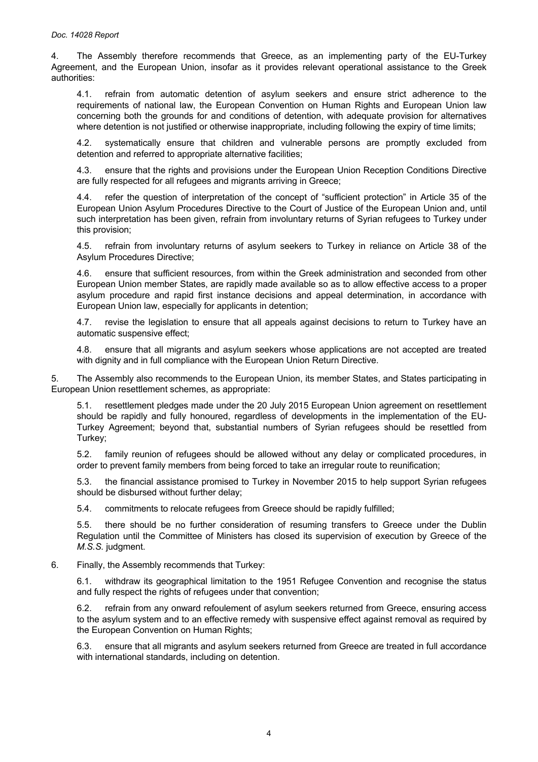4. The Assembly therefore recommends that Greece, as an implementing party of the EU-Turkey Agreement, and the European Union, insofar as it provides relevant operational assistance to the Greek authorities:

4.1. refrain from automatic detention of asylum seekers and ensure strict adherence to the requirements of national law, the European Convention on Human Rights and European Union law concerning both the grounds for and conditions of detention, with adequate provision for alternatives where detention is not justified or otherwise inappropriate, including following the expiry of time limits;

4.2. systematically ensure that children and vulnerable persons are promptly excluded from detention and referred to appropriate alternative facilities;

4.3. ensure that the rights and provisions under the European Union Reception Conditions Directive are fully respected for all refugees and migrants arriving in Greece;

4.4. refer the question of interpretation of the concept of "sufficient protection" in Article 35 of the European Union Asylum Procedures Directive to the Court of Justice of the European Union and, until such interpretation has been given, refrain from involuntary returns of Syrian refugees to Turkey under this provision;

4.5. refrain from involuntary returns of asylum seekers to Turkey in reliance on Article 38 of the Asylum Procedures Directive;

4.6. ensure that sufficient resources, from within the Greek administration and seconded from other European Union member States, are rapidly made available so as to allow effective access to a proper asylum procedure and rapid first instance decisions and appeal determination, in accordance with European Union law, especially for applicants in detention;

4.7. revise the legislation to ensure that all appeals against decisions to return to Turkey have an automatic suspensive effect;

4.8. ensure that all migrants and asylum seekers whose applications are not accepted are treated with dignity and in full compliance with the European Union Return Directive.

5. The Assembly also recommends to the European Union, its member States, and States participating in European Union resettlement schemes, as appropriate:

5.1. resettlement pledges made under the 20 July 2015 European Union agreement on resettlement should be rapidly and fully honoured, regardless of developments in the implementation of the EU-Turkey Agreement; beyond that, substantial numbers of Syrian refugees should be resettled from Turkey;

5.2. family reunion of refugees should be allowed without any delay or complicated procedures, in order to prevent family members from being forced to take an irregular route to reunification;

5.3. the financial assistance promised to Turkey in November 2015 to help support Syrian refugees should be disbursed without further delay;

5.4. commitments to relocate refugees from Greece should be rapidly fulfilled;

5.5. there should be no further consideration of resuming transfers to Greece under the Dublin Regulation until the Committee of Ministers has closed its supervision of execution by Greece of the *M.S.S.* judgment.

6. Finally, the Assembly recommends that Turkey:

6.1. withdraw its geographical limitation to the 1951 Refugee Convention and recognise the status and fully respect the rights of refugees under that convention;

6.2. refrain from any onward refoulement of asylum seekers returned from Greece, ensuring access to the asylum system and to an effective remedy with suspensive effect against removal as required by the European Convention on Human Rights;

6.3. ensure that all migrants and asylum seekers returned from Greece are treated in full accordance with international standards, including on detention.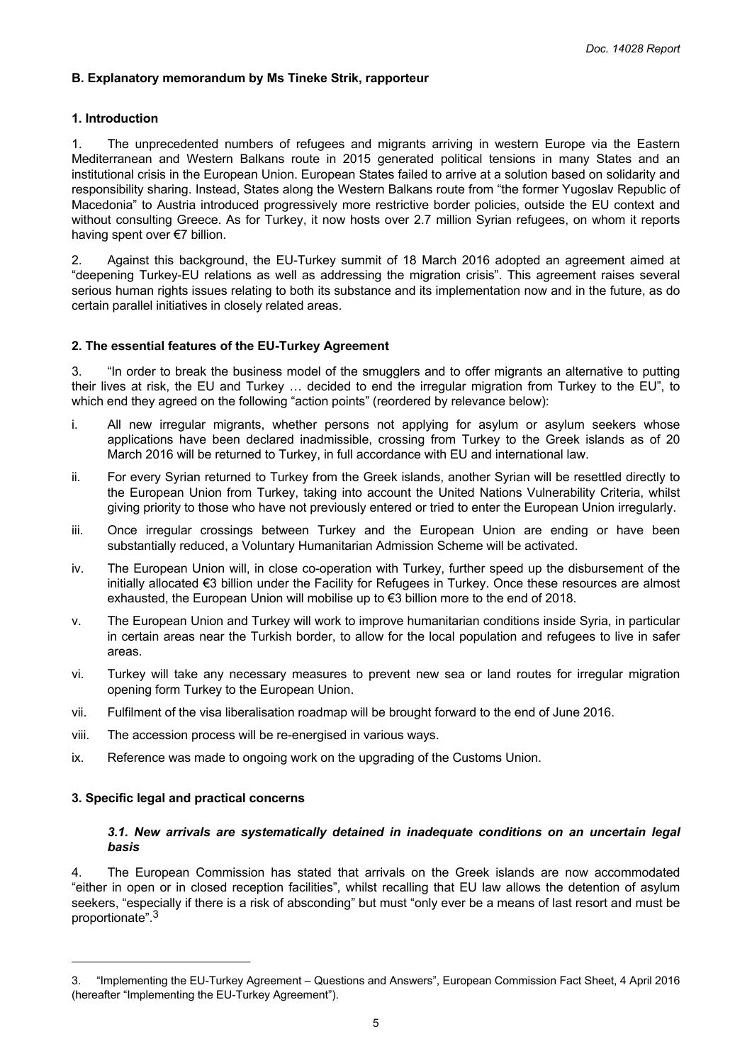## B. Explanatory memorandum by Ms Tineke Strik, rapporteur

### 1. Introduction

1. The unprecedented numbers of refugees and migrants arriving in western Europe via the Eastern Mediterranean and Western Balkans route in 2015 generated political tensions in many States and an institutional crisis in the European Union. European States failed to arrive at a solution based on solidarity and responsibility sharing. Instead, States along the Western Balkans route from "the former Yugoslav Republic of Macedonia" to Austria introduced progressively more restrictive border policies, outside the EU context and without consulting Greece. As for Turkey, it now hosts over 2.7 million Syrian refugees, on whom it reports having spent over €7 billion.

2. Against this background, the EU-Turkey summit of 18 March 2016 adopted an agreement aimed at "deepening Turkey-EU relations as well as addressing the migration crisis". This agreement raises several serious human rights issues relating to both its substance and its implementation now and in the future, as do certain parallel initiatives in closely related areas.

### 2. The essential features of the EU-Turkey Agreement

3. "In order to break the business model of the smugglers and to offer migrants an alternative to putting their lives at risk, the EU and Turkey … decided to end the irregular migration from Turkey to the EU", to which end they agreed on the following "action points" (reordered by relevance below):

i. All new irregular migrants, whether persons not applying for asylum or asylum seekers whose applications have been declared inadmissible, crossing from Turkey to the Greek islands as of 20 March 2016 will be returned to Turkey, in full accordance with EU and international law.

ii. For every Syrian returned to Turkey from the Greek islands, another Syrian will be resettled directly to the European Union from Turkey, taking into account the United Nations Vulnerability Criteria, whilst giving priority to those who have not previously entered or tried to enter the European Union irregularly.

iii. Once irregular crossings between Turkey and the European Union are ending or have been substantially reduced, a Voluntary Humanitarian Admission Scheme will be activated.

iv. The European Union will, in close co-operation with Turkey, further speed up the disbursement of the initially allocated €3 billion under the Facility for Refugees in Turkey. Once these resources are almost exhausted, the European Union will mobilise up to €3 billion more to the end of 2018.

v. The European Union and Turkey will work to improve humanitarian conditions inside Syria, in particular in certain areas near the Turkish border, to allow for the local population and refugees to live in safer areas.

vi. Turkey will take any necessary measures to prevent new sea or land routes for irregular migration opening form Turkey to the European Union.

vii. Fulfilment of the visa liberalisation roadmap will be brought forward to the end of June 2016.

viii. The accession process will be re-energised in various ways.

ix. Reference was made to ongoing work on the upgrading of the Customs Union.

### 3. Specific legal and practical concerns

#### *3.1. New arrivals are systematically detained in inadequate conditions on an uncertain legal basis*

4. The European Commission has stated that arrivals on the Greek islands are now accommodated "either in open or in closed reception facilities", whilst recalling that EU law allows the detention of asylum seekers, "especially if there is a risk of absconding" but must "only ever be a means of last resort and must be proportionate".[3]

---

3. "Implementing the EU-Turkey Agreement – Questions and Answers", European Commission Fact Sheet, 4 April 2016 (hereafter "Implementing the EU-Turkey Agreement").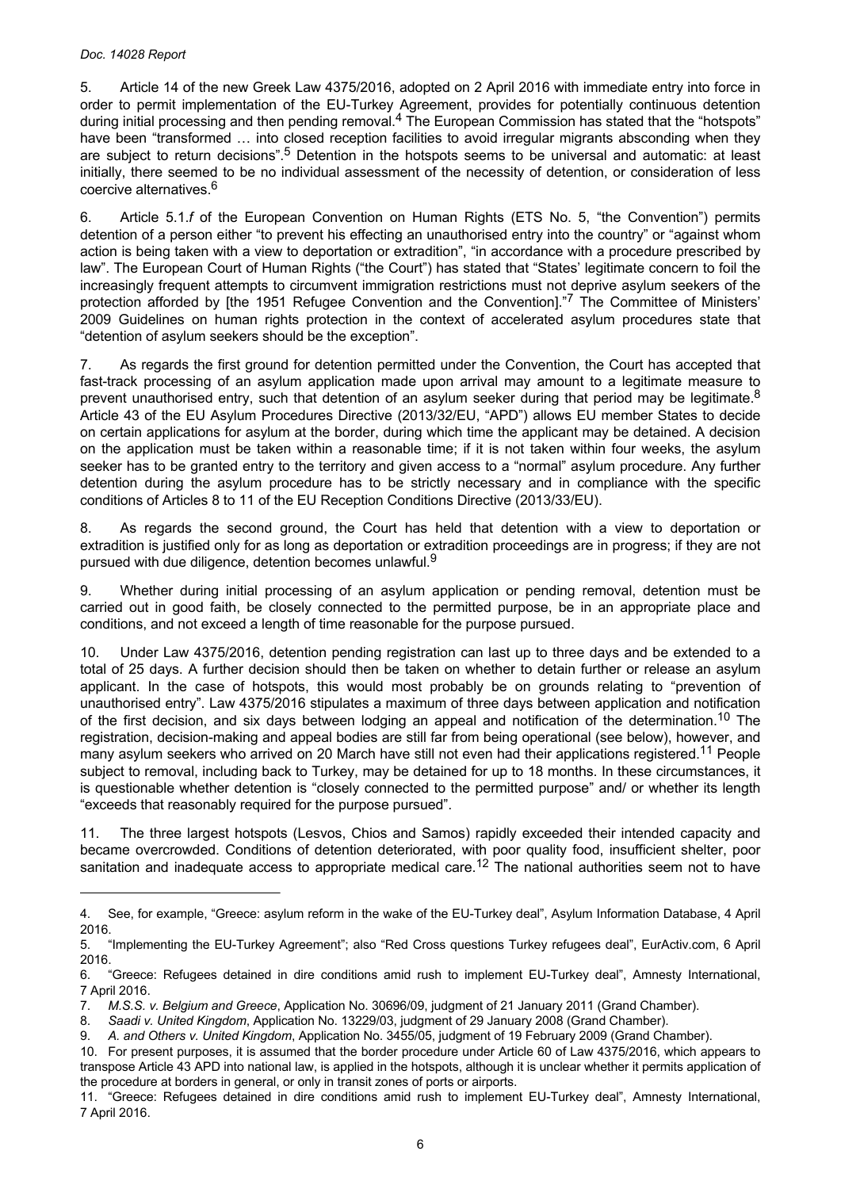5. Article 14 of the new Greek Law 4375/2016, adopted on 2 April 2016 with immediate entry into force in order to permit implementation of the EU-Turkey Agreement, provides for potentially continuous detention during initial processing and then pending removal.[4] The European Commission has stated that the "hotspots" have been "transformed … into closed reception facilities to avoid irregular migrants absconding when they are subject to return decisions".[5] Detention in the hotspots seems to be universal and automatic: at least initially, there seemed to be no individual assessment of the necessity of detention, or consideration of less coercive alternatives.[6]

6. Article 5.1.*f* of the European Convention on Human Rights (ETS No. 5, "the Convention") permits detention of a person either "to prevent his effecting an unauthorised entry into the country" or "against whom action is being taken with a view to deportation or extradition", "in accordance with a procedure prescribed by law". The European Court of Human Rights ("the Court") has stated that "States' legitimate concern to foil the increasingly frequent attempts to circumvent immigration restrictions must not deprive asylum seekers of the protection afforded by [the 1951 Refugee Convention and the Convention]."[7] The Committee of Ministers' 2009 Guidelines on human rights protection in the context of accelerated asylum procedures state that "detention of asylum seekers should be the exception".

7. As regards the first ground for detention permitted under the Convention, the Court has accepted that fast-track processing of an asylum application made upon arrival may amount to a legitimate measure to prevent unauthorised entry, such that detention of an asylum seeker during that period may be legitimate.[8] Article 43 of the EU Asylum Procedures Directive (2013/32/EU, "APD") allows EU member States to decide on certain applications for asylum at the border, during which time the applicant may be detained. A decision on the application must be taken within a reasonable time; if it is not taken within four weeks, the asylum seeker has to be granted entry to the territory and given access to a "normal" asylum procedure. Any further detention during the asylum procedure has to be strictly necessary and in compliance with the specific conditions of Articles 8 to 11 of the EU Reception Conditions Directive (2013/33/EU).

8. As regards the second ground, the Court has held that detention with a view to deportation or extradition is justified only for as long as deportation or extradition proceedings are in progress; if they are not pursued with due diligence, detention becomes unlawful.[9]

9. Whether during initial processing of an asylum application or pending removal, detention must be carried out in good faith, be closely connected to the permitted purpose, be in an appropriate place and conditions, and not exceed a length of time reasonable for the purpose pursued.

10. Under Law 4375/2016, detention pending registration can last up to three days and be extended to a total of 25 days. A further decision should then be taken on whether to detain further or release an asylum applicant. In the case of hotspots, this would most probably be on grounds relating to "prevention of unauthorised entry". Law 4375/2016 stipulates a maximum of three days between application and notification of the first decision, and six days between lodging an appeal and notification of the determination.[10] The registration, decision-making and appeal bodies are still far from being operational (see below), however, and many asylum seekers who arrived on 20 March have still not even had their applications registered.[11] People subject to removal, including back to Turkey, may be detained for up to 18 months. In these circumstances, it is questionable whether detention is "closely connected to the permitted purpose" and/ or whether its length "exceeds that reasonably required for the purpose pursued".

11. The three largest hotspots (Lesvos, Chios and Samos) rapidly exceeded their intended capacity and became overcrowded. Conditions of detention deteriorated, with poor quality food, insufficient shelter, poor sanitation and inadequate access to appropriate medical care.[12] The national authorities seem not to have

---

4. See, for example, "Greece: asylum reform in the wake of the EU-Turkey deal", Asylum Information Database, 4 April 2016.

5. "Implementing the EU-Turkey Agreement"; also "Red Cross questions Turkey refugees deal", EurActiv.com, 6 April 2016.

6. "Greece: Refugees detained in dire conditions amid rush to implement EU-Turkey deal", Amnesty International, 7 April 2016.

7. *M.S.S. v. Belgium and Greece*, Application No. 30696/09, judgment of 21 January 2011 (Grand Chamber).

8. *Saadi v. United Kingdom*, Application No. 13229/03, judgment of 29 January 2008 (Grand Chamber).

9. *A. and Others v. United Kingdom*, Application No. 3455/05, judgment of 19 February 2009 (Grand Chamber).

10. For present purposes, it is assumed that the border procedure under Article 60 of Law 4375/2016, which appears to transpose Article 43 APD into national law, is applied in the hotspots, although it is unclear whether it permits application of the procedure at borders in general, or only in transit zones of ports or airports.

11. "Greece: Refugees detained in dire conditions amid rush to implement EU-Turkey deal", Amnesty International, 7 April 2016.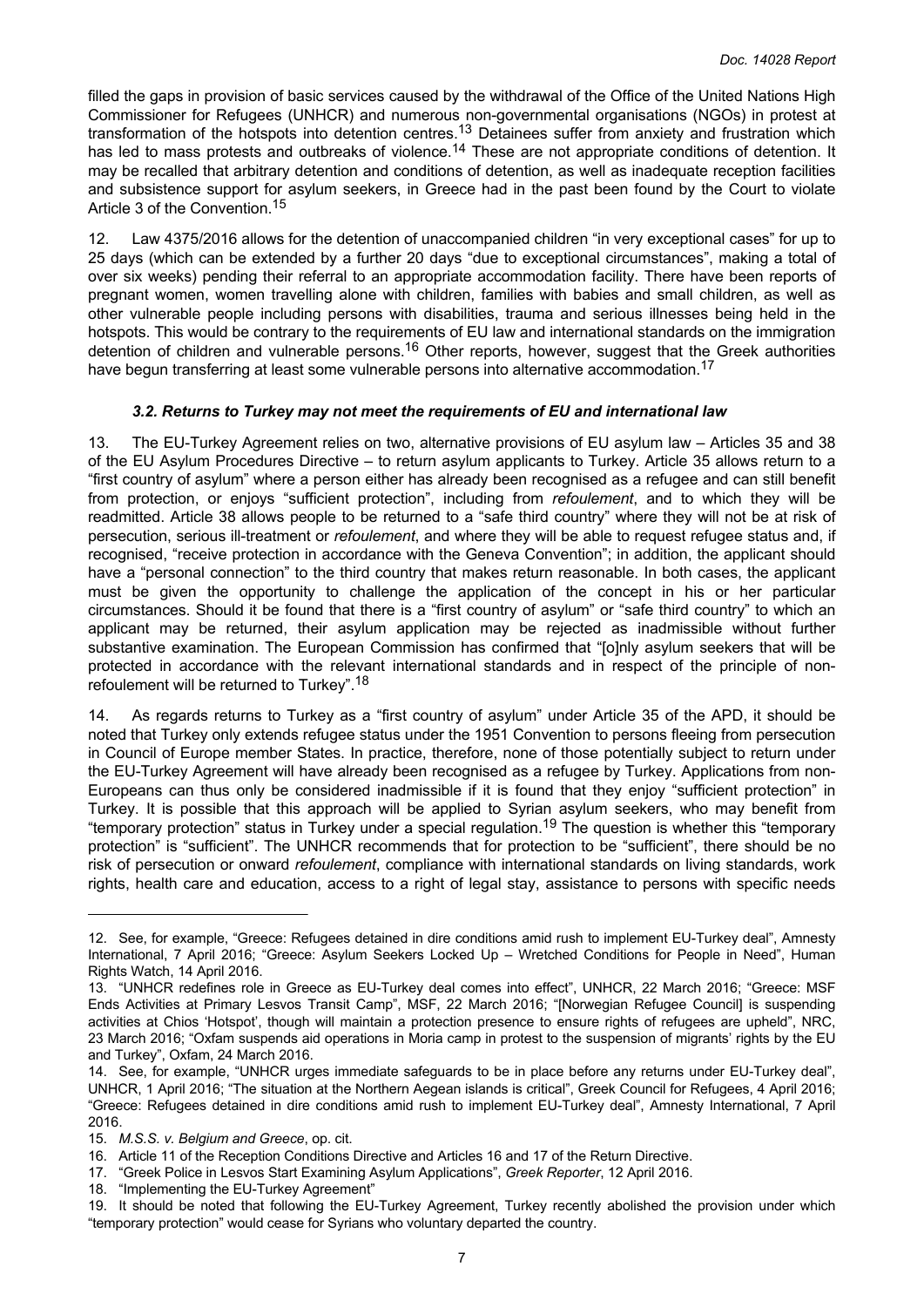filled the gaps in provision of basic services caused by the withdrawal of the Office of the United Nations High Commissioner for Refugees (UNHCR) and numerous non-governmental organisations (NGOs) in protest at transformation of the hotspots into detention centres.[13] Detainees suffer from anxiety and frustration which has led to mass protests and outbreaks of violence.[14] These are not appropriate conditions of detention. It may be recalled that arbitrary detention and conditions of detention, as well as inadequate reception facilities and subsistence support for asylum seekers, in Greece had in the past been found by the Court to violate Article 3 of the Convention.[15]

12. Law 4375/2016 allows for the detention of unaccompanied children "in very exceptional cases" for up to 25 days (which can be extended by a further 20 days "due to exceptional circumstances", making a total of over six weeks) pending their referral to an appropriate accommodation facility. There have been reports of pregnant women, women travelling alone with children, families with babies and small children, as well as other vulnerable people including persons with disabilities, trauma and serious illnesses being held in the hotspots. This would be contrary to the requirements of EU law and international standards on the immigration detention of children and vulnerable persons.[16] Other reports, however, suggest that the Greek authorities have begun transferring at least some vulnerable persons into alternative accommodation.[17]

### *3.2. Returns to Turkey may not meet the requirements of EU and international law*

13. The EU-Turkey Agreement relies on two, alternative provisions of EU asylum law – Articles 35 and 38 of the EU Asylum Procedures Directive – to return asylum applicants to Turkey. Article 35 allows return to a "first country of asylum" where a person either has already been recognised as a refugee and can still benefit from protection, or enjoys "sufficient protection", including from *refoulement*, and to which they will be readmitted. Article 38 allows people to be returned to a "safe third country" where they will not be at risk of persecution, serious ill-treatment or *refoulement*, and where they will be able to request refugee status and, if recognised, "receive protection in accordance with the Geneva Convention"; in addition, the applicant should have a "personal connection" to the third country that makes return reasonable. In both cases, the applicant must be given the opportunity to challenge the application of the concept in his or her particular circumstances. Should it be found that there is a "first country of asylum" or "safe third country" to which an applicant may be returned, their asylum application may be rejected as inadmissible without further substantive examination. The European Commission has confirmed that "[o]nly asylum seekers that will be protected in accordance with the relevant international standards and in respect of the principle of non-refoulement will be returned to Turkey".[18]

14. As regards returns to Turkey as a "first country of asylum" under Article 35 of the APD, it should be noted that Turkey only extends refugee status under the 1951 Convention to persons fleeing from persecution in Council of Europe member States. In practice, therefore, none of those potentially subject to return under the EU-Turkey Agreement will have already been recognised as a refugee by Turkey. Applications from non-Europeans can thus only be considered inadmissible if it is found that they enjoy "sufficient protection" in Turkey. It is possible that this approach will be applied to Syrian asylum seekers, who may benefit from "temporary protection" status in Turkey under a special regulation.[19] The question is whether this "temporary protection" is "sufficient". The UNHCR recommends that for protection to be "sufficient", there should be no risk of persecution or onward *refoulement*, compliance with international standards on living standards, work rights, health care and education, access to a right of legal stay, assistance to persons with specific needs

---

12. See, for example, "Greece: Refugees detained in dire conditions amid rush to implement EU-Turkey deal", Amnesty International, 7 April 2016; "Greece: Asylum Seekers Locked Up – Wretched Conditions for People in Need", Human Rights Watch, 14 April 2016.

13. "UNHCR redefines role in Greece as EU-Turkey deal comes into effect", UNHCR, 22 March 2016; "Greece: MSF Ends Activities at Primary Lesvos Transit Camp", MSF, 22 March 2016; "[Norwegian Refugee Council] is suspending activities at Chios 'Hotspot', though will maintain a protection presence to ensure rights of refugees are upheld", NRC, 23 March 2016; "Oxfam suspends aid operations in Moria camp in protest to the suspension of migrants' rights by the EU and Turkey", Oxfam, 24 March 2016.

14. See, for example, "UNHCR urges immediate safeguards to be in place before any returns under EU-Turkey deal", UNHCR, 1 April 2016; "The situation at the Northern Aegean islands is critical", Greek Council for Refugees, 4 April 2016; "Greece: Refugees detained in dire conditions amid rush to implement EU-Turkey deal", Amnesty International, 7 April 2016.

15. *M.S.S. v. Belgium and Greece*, op. cit.

16. Article 11 of the Reception Conditions Directive and Articles 16 and 17 of the Return Directive.

17. "Greek Police in Lesvos Start Examining Asylum Applications", *Greek Reporter*, 12 April 2016.

18. "Implementing the EU-Turkey Agreement"

19. It should be noted that following the EU-Turkey Agreement, Turkey recently abolished the provision under which "temporary protection" would cease for Syrians who voluntary departed the country.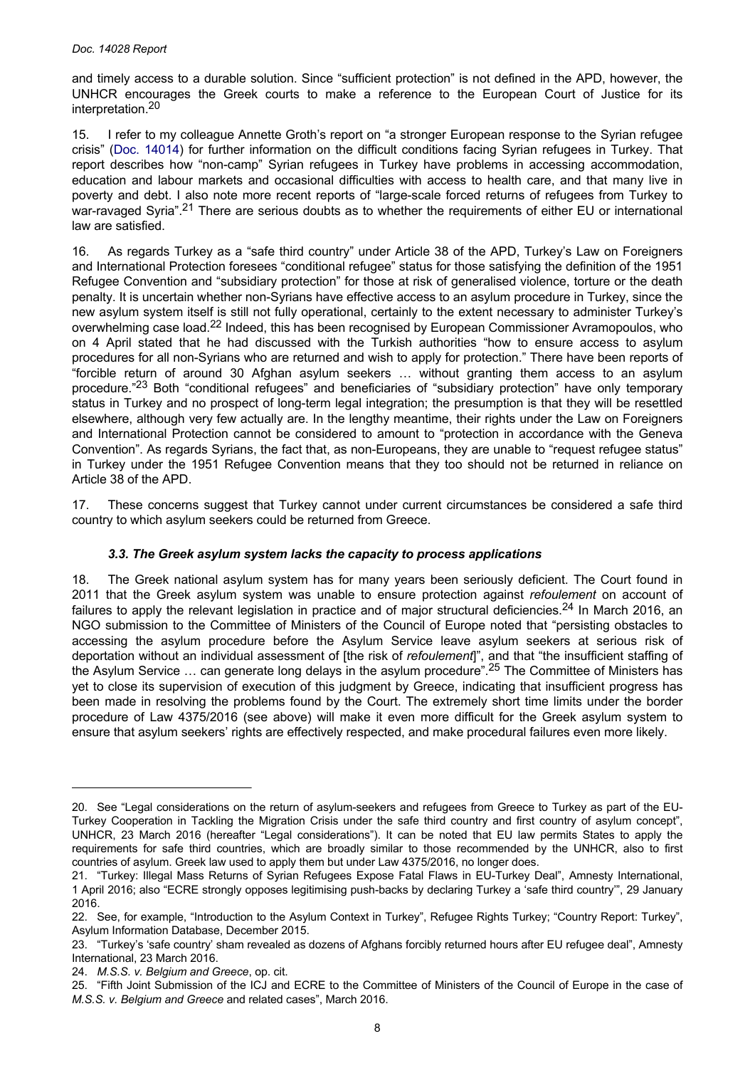and timely access to a durable solution. Since "sufficient protection" is not defined in the APD, however, the UNHCR encourages the Greek courts to make a reference to the European Court of Justice for its interpretation.[20]

15. I refer to my colleague Annette Groth's report on "a stronger European response to the Syrian refugee crisis" (Doc. 14014) for further information on the difficult conditions facing Syrian refugees in Turkey. That report describes how "non-camp" Syrian refugees in Turkey have problems in accessing accommodation, education and labour markets and occasional difficulties with access to health care, and that many live in poverty and debt. I also note more recent reports of "large-scale forced returns of refugees from Turkey to war-ravaged Syria".[21] There are serious doubts as to whether the requirements of either EU or international law are satisfied.

16. As regards Turkey as a "safe third country" under Article 38 of the APD, Turkey's Law on Foreigners and International Protection foresees "conditional refugee" status for those satisfying the definition of the 1951 Refugee Convention and "subsidiary protection" for those at risk of generalised violence, torture or the death penalty. It is uncertain whether non-Syrians have effective access to an asylum procedure in Turkey, since the new asylum system itself is still not fully operational, certainly to the extent necessary to administer Turkey's overwhelming case load.[22] Indeed, this has been recognised by European Commissioner Avramopoulos, who on 4 April stated that he had discussed with the Turkish authorities "how to ensure access to asylum procedures for all non-Syrians who are returned and wish to apply for protection." There have been reports of "forcible return of around 30 Afghan asylum seekers … without granting them access to an asylum procedure."[23] Both "conditional refugees" and beneficiaries of "subsidiary protection" have only temporary status in Turkey and no prospect of long-term legal integration; the presumption is that they will be resettled elsewhere, although very few actually are. In the lengthy meantime, their rights under the Law on Foreigners and International Protection cannot be considered to amount to "protection in accordance with the Geneva Convention". As regards Syrians, the fact that, as non-Europeans, they are unable to "request refugee status" in Turkey under the 1951 Refugee Convention means that they too should not be returned in reliance on Article 38 of the APD.

17. These concerns suggest that Turkey cannot under current circumstances be considered a safe third country to which asylum seekers could be returned from Greece.

### *3.3. The Greek asylum system lacks the capacity to process applications*

18. The Greek national asylum system has for many years been seriously deficient. The Court found in 2011 that the Greek asylum system was unable to ensure protection against *refoulement* on account of failures to apply the relevant legislation in practice and of major structural deficiencies.[24] In March 2016, an NGO submission to the Committee of Ministers of the Council of Europe noted that "persisting obstacles to accessing the asylum procedure before the Asylum Service leave asylum seekers at serious risk of deportation without an individual assessment of [the risk of *refoulement*]", and that "the insufficient staffing of the Asylum Service … can generate long delays in the asylum procedure".[25] The Committee of Ministers has yet to close its supervision of execution of this judgment by Greece, indicating that insufficient progress has been made in resolving the problems found by the Court. The extremely short time limits under the border procedure of Law 4375/2016 (see above) will make it even more difficult for the Greek asylum system to ensure that asylum seekers' rights are effectively respected, and make procedural failures even more likely.

---

20. See "Legal considerations on the return of asylum-seekers and refugees from Greece to Turkey as part of the EU-Turkey Cooperation in Tackling the Migration Crisis under the safe third country and first country of asylum concept", UNHCR, 23 March 2016 (hereafter "Legal considerations"). It can be noted that EU law permits States to apply the requirements for safe third countries, which are broadly similar to those recommended by the UNHCR, also to first countries of asylum. Greek law used to apply them but under Law 4375/2016, no longer does.

21. "Turkey: Illegal Mass Returns of Syrian Refugees Expose Fatal Flaws in EU-Turkey Deal", Amnesty International, 1 April 2016; also "ECRE strongly opposes legitimising push-backs by declaring Turkey a 'safe third country'", 29 January 2016.

22. See, for example, "Introduction to the Asylum Context in Turkey", Refugee Rights Turkey; "Country Report: Turkey", Asylum Information Database, December 2015.

23. "Turkey's 'safe country' sham revealed as dozens of Afghans forcibly returned hours after EU refugee deal", Amnesty International, 23 March 2016.

24. *M.S.S. v. Belgium and Greece*, op. cit.

25. "Fifth Joint Submission of the ICJ and ECRE to the Committee of Ministers of the Council of Europe in the case of *M.S.S. v. Belgium and Greece* and related cases", March 2016.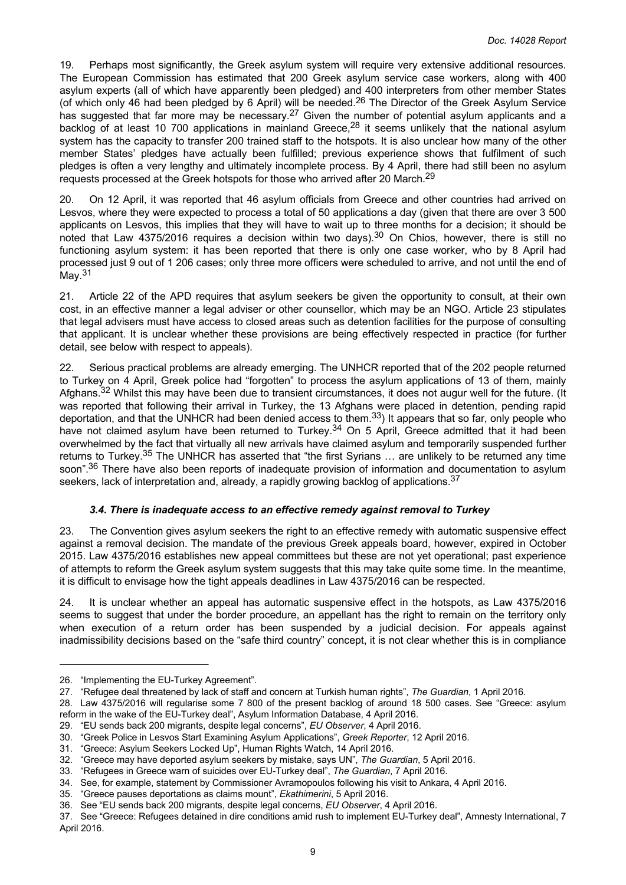19. Perhaps most significantly, the Greek asylum system will require very extensive additional resources. The European Commission has estimated that 200 Greek asylum service case workers, along with 400 asylum experts (all of which have apparently been pledged) and 400 interpreters from other member States (of which only 46 had been pledged by 6 April) will be needed.[26] The Director of the Greek Asylum Service has suggested that far more may be necessary.[27] Given the number of potential asylum applicants and a backlog of at least 10 700 applications in mainland Greece,[28] it seems unlikely that the national asylum system has the capacity to transfer 200 trained staff to the hotspots. It is also unclear how many of the other member States' pledges have actually been fulfilled; previous experience shows that fulfilment of such pledges is often a very lengthy and ultimately incomplete process. By 4 April, there had still been no asylum requests processed at the Greek hotspots for those who arrived after 20 March.[29]

20. On 12 April, it was reported that 46 asylum officials from Greece and other countries had arrived on Lesvos, where they were expected to process a total of 50 applications a day (given that there are over 3 500 applicants on Lesvos, this implies that they will have to wait up to three months for a decision; it should be noted that Law 4375/2016 requires a decision within two days).[30] On Chios, however, there is still no functioning asylum system: it has been reported that there is only one case worker, who by 8 April had processed just 9 out of 1 206 cases; only three more officers were scheduled to arrive, and not until the end of May.[31]

21. Article 22 of the APD requires that asylum seekers be given the opportunity to consult, at their own cost, in an effective manner a legal adviser or other counsellor, which may be an NGO. Article 23 stipulates that legal advisers must have access to closed areas such as detention facilities for the purpose of consulting that applicant. It is unclear whether these provisions are being effectively respected in practice (for further detail, see below with respect to appeals).

22. Serious practical problems are already emerging. The UNHCR reported that of the 202 people returned to Turkey on 4 April, Greek police had "forgotten" to process the asylum applications of 13 of them, mainly Afghans.[32] Whilst this may have been due to transient circumstances, it does not augur well for the future. (It was reported that following their arrival in Turkey, the 13 Afghans were placed in detention, pending rapid deportation, and that the UNHCR had been denied access to them.[33]) It appears that so far, only people who have not claimed asylum have been returned to Turkey.[34] On 5 April, Greece admitted that it had been overwhelmed by the fact that virtually all new arrivals have claimed asylum and temporarily suspended further returns to Turkey.[35] The UNHCR has asserted that "the first Syrians … are unlikely to be returned any time soon".[36] There have also been reports of inadequate provision of information and documentation to asylum seekers, lack of interpretation and, already, a rapidly growing backlog of applications.[37]

### *3.4. There is inadequate access to an effective remedy against removal to Turkey*

23. The Convention gives asylum seekers the right to an effective remedy with automatic suspensive effect against a removal decision. The mandate of the previous Greek appeals board, however, expired in October 2015. Law 4375/2016 establishes new appeal committees but these are not yet operational; past experience of attempts to reform the Greek asylum system suggests that this may take quite some time. In the meantime, it is difficult to envisage how the tight appeals deadlines in Law 4375/2016 can be respected.

24. It is unclear whether an appeal has automatic suspensive effect in the hotspots, as Law 4375/2016 seems to suggest that under the border procedure, an appellant has the right to remain on the territory only when execution of a return order has been suspended by a judicial decision. For appeals against inadmissibility decisions based on the "safe third country" concept, it is not clear whether this is in compliance

---

26. "Implementing the EU-Turkey Agreement".
27. "Refugee deal threatened by lack of staff and concern at Turkish human rights", *The Guardian*, 1 April 2016.
28. Law 4375/2016 will regularise some 7 800 of the present backlog of around 18 500 cases. See "Greece: asylum reform in the wake of the EU-Turkey deal", Asylum Information Database, 4 April 2016.
29. "EU sends back 200 migrants, despite legal concerns", *EU Observer*, 4 April 2016.
30. "Greek Police in Lesvos Start Examining Asylum Applications", *Greek Reporter*, 12 April 2016.
31. "Greece: Asylum Seekers Locked Up", Human Rights Watch, 14 April 2016.
32. "Greece may have deported asylum seekers by mistake, says UN", *The Guardian*, 5 April 2016.
33. "Refugees in Greece warn of suicides over EU-Turkey deal", *The Guardian*, 7 April 2016.
34. See, for example, statement by Commissioner Avramopoulos following his visit to Ankara, 4 April 2016.
35. "Greece pauses deportations as claims mount", *Ekathimerini*, 5 April 2016.
36. See "EU sends back 200 migrants, despite legal concerns, *EU Observer*, 4 April 2016.
37. See "Greece: Refugees detained in dire conditions amid rush to implement EU-Turkey deal", Amnesty International, 7 April 2016.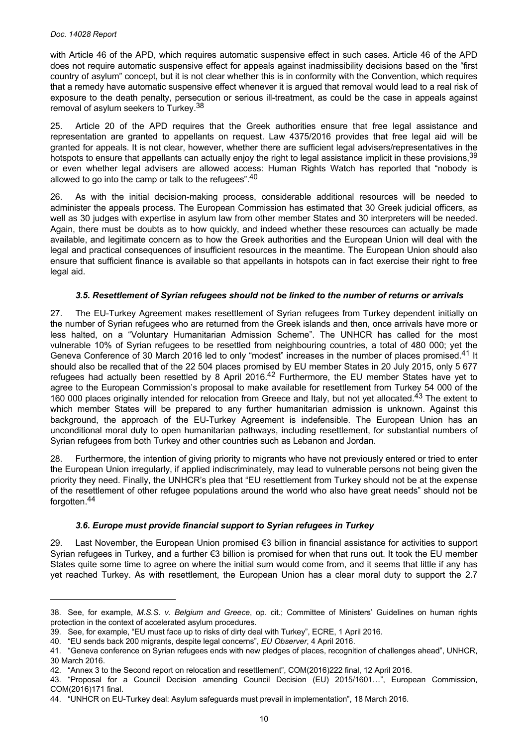with Article 46 of the APD, which requires automatic suspensive effect in such cases. Article 46 of the APD does not require automatic suspensive effect for appeals against inadmissibility decisions based on the "first country of asylum" concept, but it is not clear whether this is in conformity with the Convention, which requires that a remedy have automatic suspensive effect whenever it is argued that removal would lead to a real risk of exposure to the death penalty, persecution or serious ill-treatment, as could be the case in appeals against removal of asylum seekers to Turkey.[38]

25. Article 20 of the APD requires that the Greek authorities ensure that free legal assistance and representation are granted to appellants on request. Law 4375/2016 provides that free legal aid will be granted for appeals. It is not clear, however, whether there are sufficient legal advisers/representatives in the hotspots to ensure that appellants can actually enjoy the right to legal assistance implicit in these provisions,[39] or even whether legal advisers are allowed access: Human Rights Watch has reported that "nobody is allowed to go into the camp or talk to the refugees".[40]

26. As with the initial decision-making process, considerable additional resources will be needed to administer the appeals process. The European Commission has estimated that 30 Greek judicial officers, as well as 30 judges with expertise in asylum law from other member States and 30 interpreters will be needed. Again, there must be doubts as to how quickly, and indeed whether these resources can actually be made available, and legitimate concern as to how the Greek authorities and the European Union will deal with the legal and practical consequences of insufficient resources in the meantime. The European Union should also ensure that sufficient finance is available so that appellants in hotspots can in fact exercise their right to free legal aid.

### *3.5. Resettlement of Syrian refugees should not be linked to the number of returns or arrivals*

27. The EU-Turkey Agreement makes resettlement of Syrian refugees from Turkey dependent initially on the number of Syrian refugees who are returned from the Greek islands and then, once arrivals have more or less halted, on a "Voluntary Humanitarian Admission Scheme". The UNHCR has called for the most vulnerable 10% of Syrian refugees to be resettled from neighbouring countries, a total of 480 000; yet the Geneva Conference of 30 March 2016 led to only "modest" increases in the number of places promised.[41] It should also be recalled that of the 22 504 places promised by EU member States in 20 July 2015, only 5 677 refugees had actually been resettled by 8 April 2016.[42] Furthermore, the EU member States have yet to agree to the European Commission's proposal to make available for resettlement from Turkey 54 000 of the 160 000 places originally intended for relocation from Greece and Italy, but not yet allocated.[43] The extent to which member States will be prepared to any further humanitarian admission is unknown. Against this background, the approach of the EU-Turkey Agreement is indefensible. The European Union has an unconditional moral duty to open humanitarian pathways, including resettlement, for substantial numbers of Syrian refugees from both Turkey and other countries such as Lebanon and Jordan.

28. Furthermore, the intention of giving priority to migrants who have not previously entered or tried to enter the European Union irregularly, if applied indiscriminately, may lead to vulnerable persons not being given the priority they need. Finally, the UNHCR's plea that "EU resettlement from Turkey should not be at the expense of the resettlement of other refugee populations around the world who also have great needs" should not be forgotten.[44]

### *3.6. Europe must provide financial support to Syrian refugees in Turkey*

29. Last November, the European Union promised €3 billion in financial assistance for activities to support Syrian refugees in Turkey, and a further €3 billion is promised for when that runs out. It took the EU member States quite some time to agree on where the initial sum would come from, and it seems that little if any has yet reached Turkey. As with resettlement, the European Union has a clear moral duty to support the 2.7

---

38. See, for example, *M.S.S. v. Belgium and Greece*, op. cit.; Committee of Ministers' Guidelines on human rights protection in the context of accelerated asylum procedures.

39. See, for example, "EU must face up to risks of dirty deal with Turkey", ECRE, 1 April 2016.

40. "EU sends back 200 migrants, despite legal concerns", *EU Observer*, 4 April 2016.

41. "Geneva conference on Syrian refugees ends with new pledges of places, recognition of challenges ahead", UNHCR, 30 March 2016.

42. "Annex 3 to the Second report on relocation and resettlement", COM(2016)222 final, 12 April 2016.

43. "Proposal for a Council Decision amending Council Decision (EU) 2015/1601…", European Commission, COM(2016)171 final.

44. "UNHCR on EU-Turkey deal: Asylum safeguards must prevail in implementation", 18 March 2016.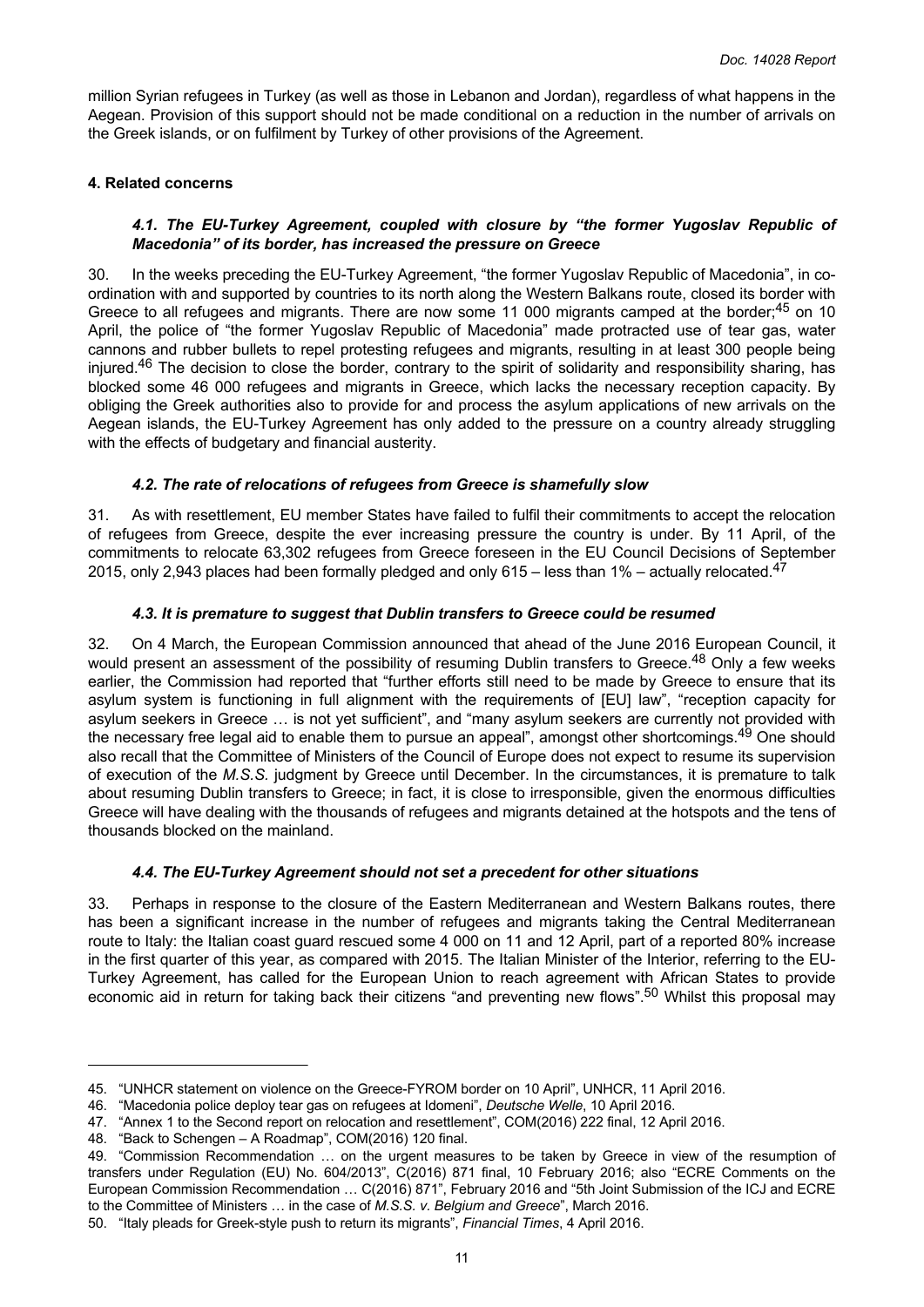million Syrian refugees in Turkey (as well as those in Lebanon and Jordan), regardless of what happens in the Aegean. Provision of this support should not be made conditional on a reduction in the number of arrivals on the Greek islands, or on fulfilment by Turkey of other provisions of the Agreement.

### 4. Related concerns

#### *4.1. The EU-Turkey Agreement, coupled with closure by "the former Yugoslav Republic of Macedonia" of its border, has increased the pressure on Greece*

30. In the weeks preceding the EU-Turkey Agreement, "the former Yugoslav Republic of Macedonia", in co-ordination with and supported by countries to its north along the Western Balkans route, closed its border with Greece to all refugees and migrants. There are now some 11 000 migrants camped at the border;[45] on 10 April, the police of "the former Yugoslav Republic of Macedonia" made protracted use of tear gas, water cannons and rubber bullets to repel protesting refugees and migrants, resulting in at least 300 people being injured.[46] The decision to close the border, contrary to the spirit of solidarity and responsibility sharing, has blocked some 46 000 refugees and migrants in Greece, which lacks the necessary reception capacity. By obliging the Greek authorities also to provide for and process the asylum applications of new arrivals on the Aegean islands, the EU-Turkey Agreement has only added to the pressure on a country already struggling with the effects of budgetary and financial austerity.

#### *4.2. The rate of relocations of refugees from Greece is shamefully slow*

31. As with resettlement, EU member States have failed to fulfil their commitments to accept the relocation of refugees from Greece, despite the ever increasing pressure the country is under. By 11 April, of the commitments to relocate 63,302 refugees from Greece foreseen in the EU Council Decisions of September 2015, only 2,943 places had been formally pledged and only 615 – less than 1% – actually relocated.[47]

#### *4.3. It is premature to suggest that Dublin transfers to Greece could be resumed*

32. On 4 March, the European Commission announced that ahead of the June 2016 European Council, it would present an assessment of the possibility of resuming Dublin transfers to Greece.[48] Only a few weeks earlier, the Commission had reported that "further efforts still need to be made by Greece to ensure that its asylum system is functioning in full alignment with the requirements of [EU] law", "reception capacity for asylum seekers in Greece … is not yet sufficient", and "many asylum seekers are currently not provided with the necessary free legal aid to enable them to pursue an appeal", amongst other shortcomings.[49] One should also recall that the Committee of Ministers of the Council of Europe does not expect to resume its supervision of execution of the *M.S.S.* judgment by Greece until December. In the circumstances, it is premature to talk about resuming Dublin transfers to Greece; in fact, it is close to irresponsible, given the enormous difficulties Greece will have dealing with the thousands of refugees and migrants detained at the hotspots and the tens of thousands blocked on the mainland.

#### *4.4. The EU-Turkey Agreement should not set a precedent for other situations*

33. Perhaps in response to the closure of the Eastern Mediterranean and Western Balkans routes, there has been a significant increase in the number of refugees and migrants taking the Central Mediterranean route to Italy: the Italian coast guard rescued some 4 000 on 11 and 12 April, part of a reported 80% increase in the first quarter of this year, as compared with 2015. The Italian Minister of the Interior, referring to the EU-Turkey Agreement, has called for the European Union to reach agreement with African States to provide economic aid in return for taking back their citizens "and preventing new flows".[50] Whilst this proposal may

---

45. "UNHCR statement on violence on the Greece-FYROM border on 10 April", UNHCR, 11 April 2016.
46. "Macedonia police deploy tear gas on refugees at Idomeni", *Deutsche Welle*, 10 April 2016.
47. "Annex 1 to the Second report on relocation and resettlement", COM(2016) 222 final, 12 April 2016.
48. "Back to Schengen – A Roadmap", COM(2016) 120 final.
49. "Commission Recommendation … on the urgent measures to be taken by Greece in view of the resumption of transfers under Regulation (EU) No. 604/2013", C(2016) 871 final, 10 February 2016; also "ECRE Comments on the European Commission Recommendation … C(2016) 871", February 2016 and "5th Joint Submission of the ICJ and ECRE to the Committee of Ministers … in the case of *M.S.S. v. Belgium and Greece*", March 2016.
50. "Italy pleads for Greek-style push to return its migrants", *Financial Times*, 4 April 2016.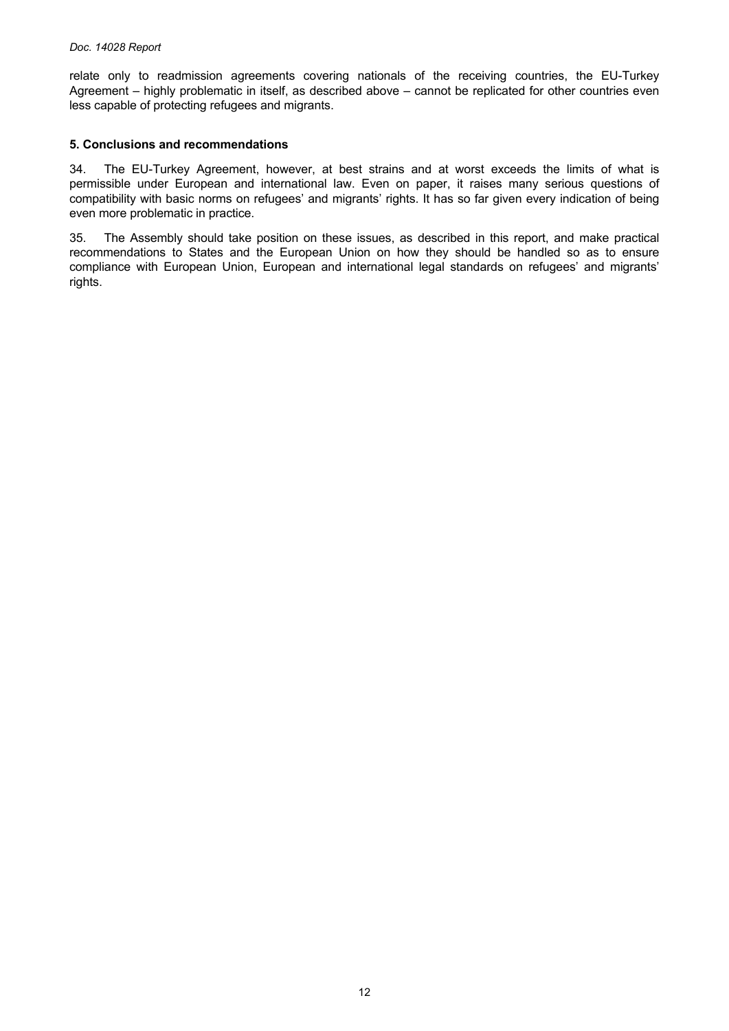relate only to readmission agreements covering nationals of the receiving countries, the EU-Turkey Agreement – highly problematic in itself, as described above – cannot be replicated for other countries even less capable of protecting refugees and migrants.

### 5. Conclusions and recommendations

34. The EU-Turkey Agreement, however, at best strains and at worst exceeds the limits of what is permissible under European and international law. Even on paper, it raises many serious questions of compatibility with basic norms on refugees' and migrants' rights. It has so far given every indication of being even more problematic in practice.

35. The Assembly should take position on these issues, as described in this report, and make practical recommendations to States and the European Union on how they should be handled so as to ensure compliance with European Union, European and international legal standards on refugees' and migrants' rights.